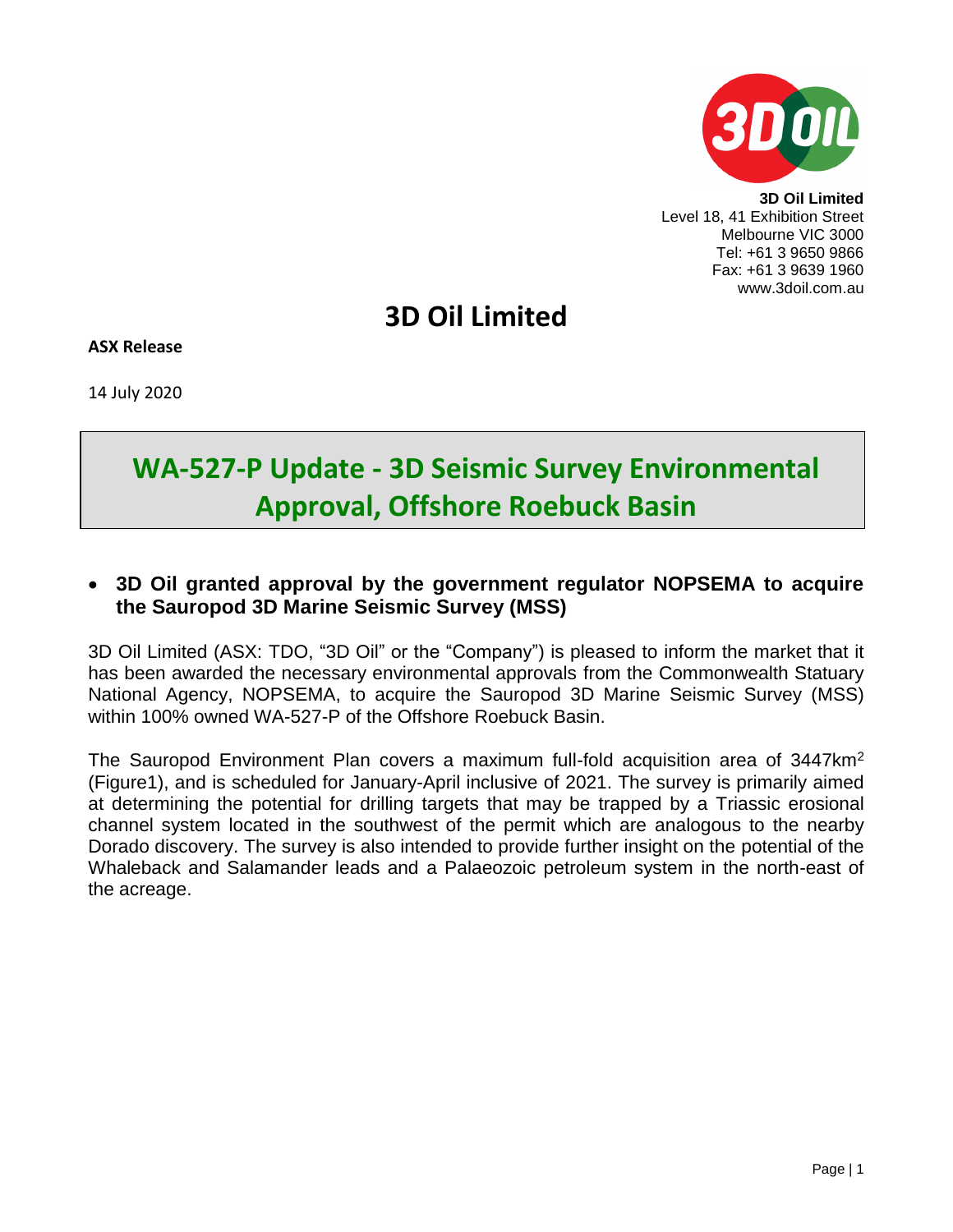**3D Oil Limited**
Level 18, 41 Exhibition Street
Melbourne VIC 3000
Tel: +61 3 9650 9866
Fax: +61 3 9639 1960
www.3doil.com.au

# 3D Oil Limited

**ASX Release**

14 July 2020

## WA-527-P Update - 3D Seismic Survey Environmental Approval, Offshore Roebuck Basin

- **3D Oil granted approval by the government regulator NOPSEMA to acquire the Sauropod 3D Marine Seismic Survey (MSS)**

3D Oil Limited (ASX: TDO, "3D Oil" or the "Company") is pleased to inform the market that it has been awarded the necessary environmental approvals from the Commonwealth Statuary National Agency, NOPSEMA, to acquire the Sauropod 3D Marine Seismic Survey (MSS) within 100% owned WA-527-P of the Offshore Roebuck Basin.

The Sauropod Environment Plan covers a maximum full-fold acquisition area of 3447km$^2$ (Figure1), and is scheduled for January-April inclusive of 2021. The survey is primarily aimed at determining the potential for drilling targets that may be trapped by a Triassic erosional channel system located in the southwest of the permit which are analogous to the nearby Dorado discovery. The survey is also intended to provide further insight on the potential of the Whaleback and Salamander leads and a Palaeozoic petroleum system in the north-east of the acreage.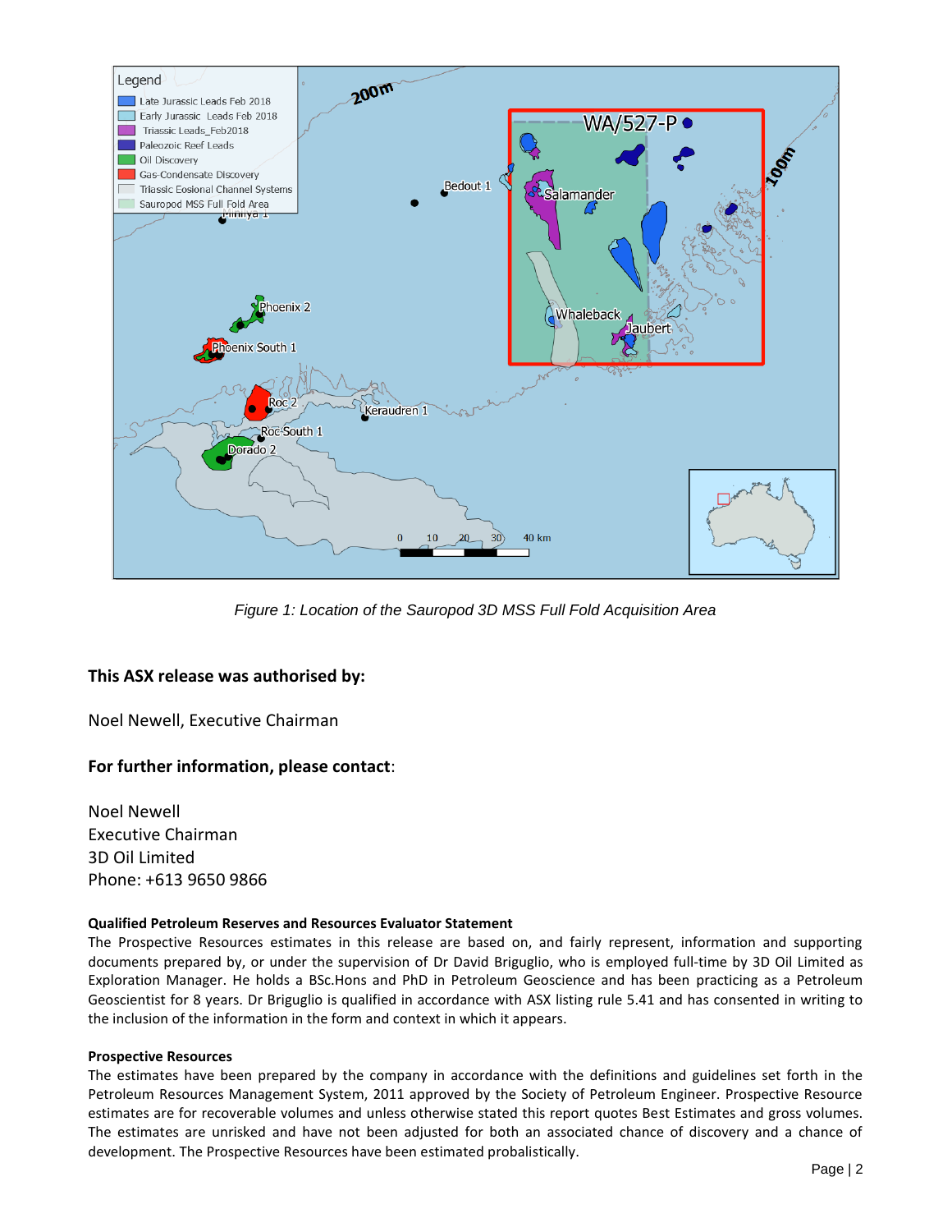Legend

Late Jurassic Leads Feb 2018

Early Jurassic Leads Feb 2018

Triassic Leads_Feb2018

Paleozoic Reef Leads

Oil Discovery

Gas-Condensate Discovery

Triassic Eosional Channel Systems

Sauropod MSS Full Fold Area

200m

100m

WA/527-P

Bedout 1

Salamander

Whaleback

Jaubert

Phoenix 2

Phoenix South 1

Roc 2

Roc South 1

Dorado 2

Keraudren 1

0 10 20 30 40 km

*Figure 1: Location of the Sauropod 3D MSS Full Fold Acquisition Area*

## This ASX release was authorised by:

Noel Newell, Executive Chairman

## For further information, please contact:

Noel Newell
Executive Chairman
3D Oil Limited
Phone: +613 9650 9866

**Qualified Petroleum Reserves and Resources Evaluator Statement**

The Prospective Resources estimates in this release are based on, and fairly represent, information and supporting documents prepared by, or under the supervision of Dr David Briguglio, who is employed full-time by 3D Oil Limited as Exploration Manager. He holds a BSc.Hons and PhD in Petroleum Geoscience and has been practicing as a Petroleum Geoscientist for 8 years. Dr Briguglio is qualified in accordance with ASX listing rule 5.41 and has consented in writing to the inclusion of the information in the form and context in which it appears.

**Prospective Resources**

The estimates have been prepared by the company in accordance with the definitions and guidelines set forth in the Petroleum Resources Management System, 2011 approved by the Society of Petroleum Engineer. Prospective Resource estimates are for recoverable volumes and unless otherwise stated this report quotes Best Estimates and gross volumes. The estimates are unrisked and have not been adjusted for both an associated chance of discovery and a chance of development. The Prospective Resources have been estimated probabilistically.